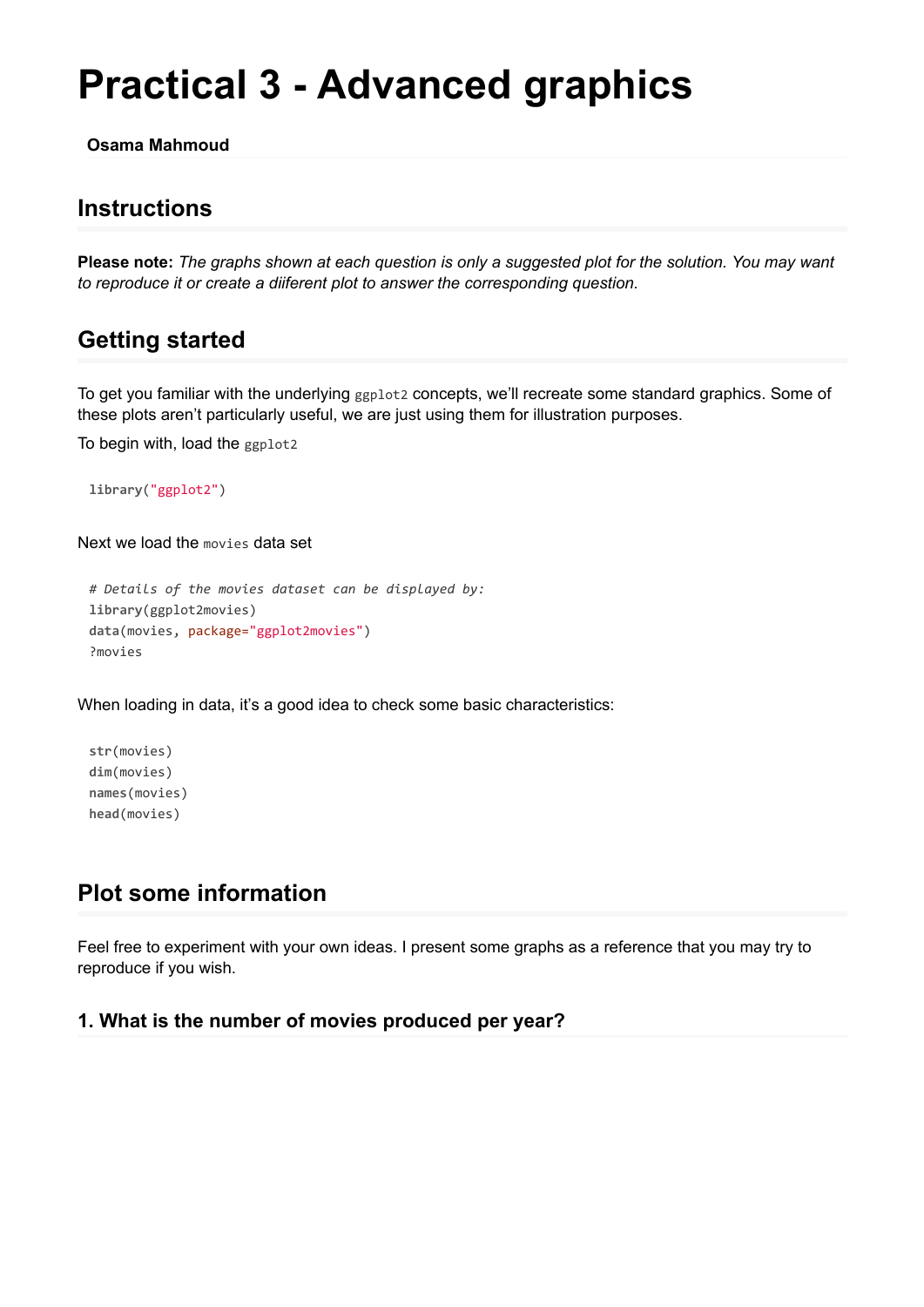# Practical 3 - Advanced graphics

**Osama Mahmoud**

## Instructions

**Please note:** *The graphs shown at each question is only a suggested plot for the solution. You may want to reproduce it or create a diifferent plot to answer the corresponding question.*

## Getting started

To get you familiar with the underlying `ggplot2` concepts, we'll recreate some standard graphics. Some of these plots aren't particularly useful, we are just using them for illustration purposes.

To begin with, load the `ggplot2`

```
library("ggplot2")
```

Next we load the `movies` data set

```
# Details of the movies dataset can be displayed by:
library(ggplot2movies)
data(movies, package="ggplot2movies")
?movies
```

When loading in data, it's a good idea to check some basic characteristics:

```
str(movies)
dim(movies)
names(movies)
head(movies)
```

## Plot some information

Feel free to experiment with your own ideas. I present some graphs as a reference that you may try to reproduce if you wish.

### 1. What is the number of movies produced per year?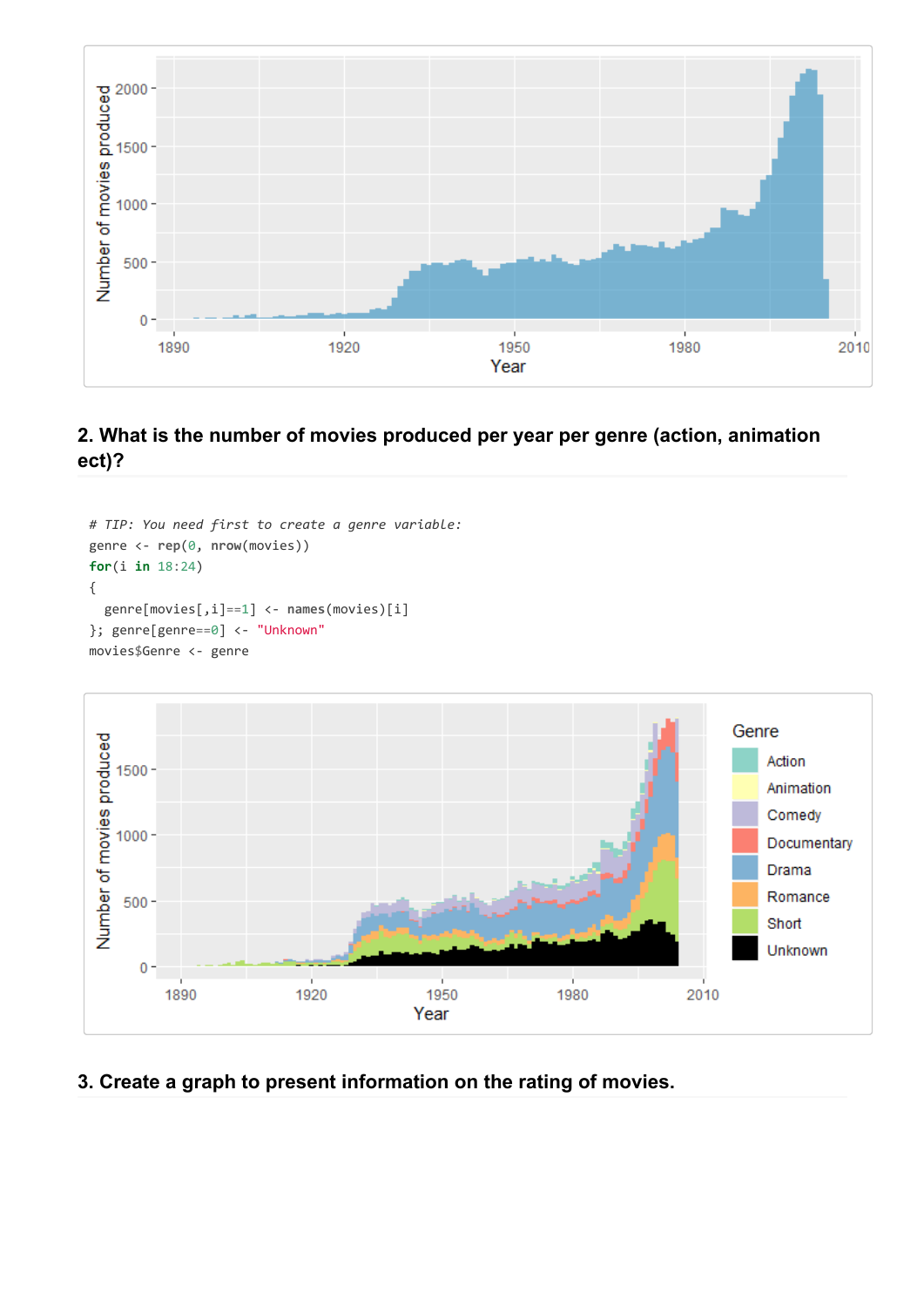## 2. What is the number of movies produced per year per genre (action, animation ect)?

```
# TIP: You need first to create a genre variable:
genre <- rep(0, nrow(movies))
for(i in 18:24)
{
  genre[movies[,i]==1] <- names(movies)[i]
}; genre[genre==0] <- "Unknown"
movies$Genre <- genre
```

## 3. Create a graph to present information on the rating of movies.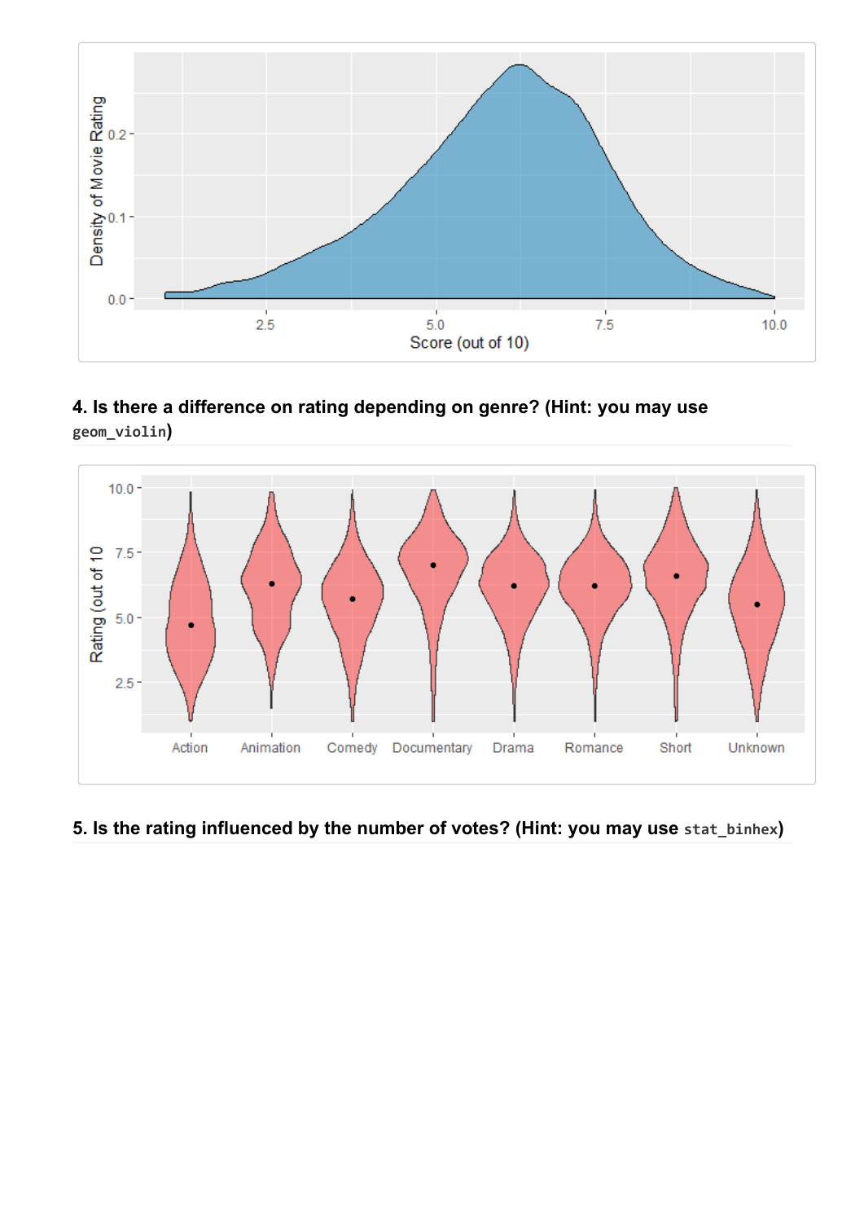**4. Is there a difference on rating depending on genre? (Hint: you may use `geom_violin`)**

**5. Is the rating influenced by the number of votes? (Hint: you may use `stat_binhex`)**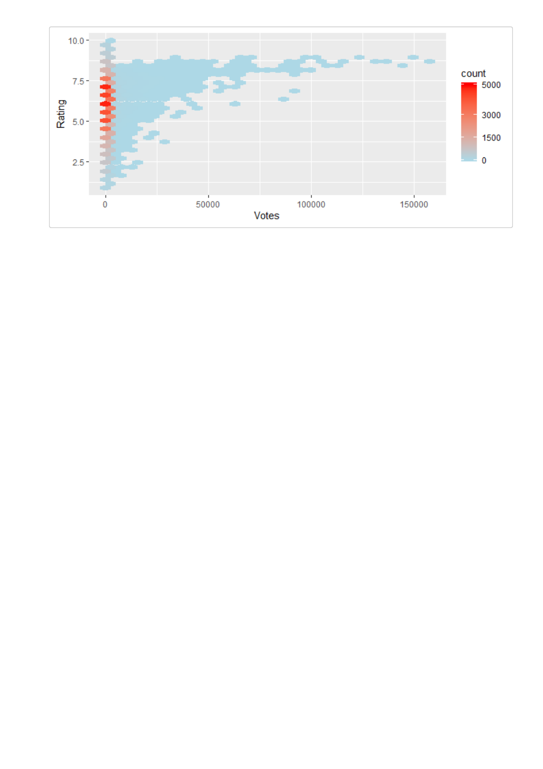count

5000

3000

1500

0

10.0

7.5

5.0

2.5

Rating

0

50000

100000

150000

Votes